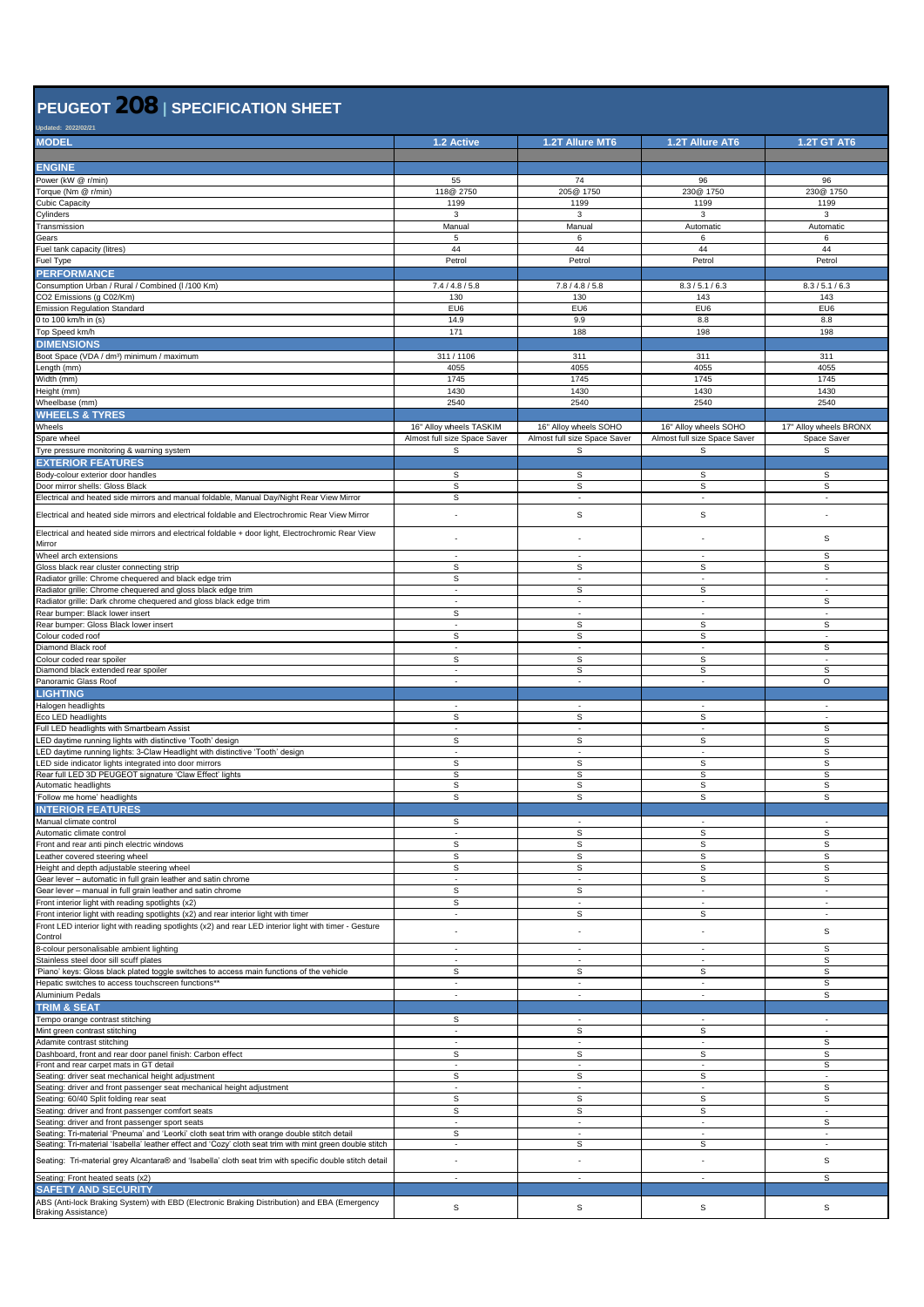# PEUGEOT 208 | SPECIFICATION SHEET

Updated: 2022/02/21

| MODEL | 1.2 Active | 1.2T Allure MT6 | 1.2T Allure AT6 | 1.2T GT AT6 |
|---|---|---|---|---|
| **ENGINE** | | | | |
| Power (kW @ r/min) | 55 | 74 | 96 | 96 |
| Torque (Nm @ r/min) | 118@ 2750 | 205@ 1750 | 230@ 1750 | 230@ 1750 |
| Cubic Capacity | 1199 | 1199 | 1199 | 1199 |
| Cylinders | 3 | 3 | 3 | 3 |
| Transmission | Manual | Manual | Automatic | Automatic |
| Gears | 5 | 6 | 6 | 6 |
| Fuel tank capacity (litres) | 44 | 44 | 44 | 44 |
| Fuel Type | Petrol | Petrol | Petrol | Petrol |
| **PERFORMANCE** | | | | |
| Consumption Urban / Rural / Combined (l /100 Km) | 7.4 / 4.8 / 5.8 | 7.8 / 4.8 / 5.8 | 8.3 / 5.1 / 6.3 | 8.3 / 5.1 / 6.3 |
| CO2 Emissions (g C02/Km) | 130 | 130 | 143 | 143 |
| Emission Regulation Standard | EU6 | EU6 | EU6 | EU6 |
| 0 to 100 km/h in (s) | 14.9 | 9.9 | 8.8 | 8.8 |
| Top Speed km/h | 171 | 188 | 198 | 198 |
| **DIMENSIONS** | | | | |
| Boot Space (VDA / dm³) minimum / maximum | 311 / 1106 | 311 | 311 | 311 |
| Length (mm) | 4055 | 4055 | 4055 | 4055 |
| Width (mm) | 1745 | 1745 | 1745 | 1745 |
| Height (mm) | 1430 | 1430 | 1430 | 1430 |
| Wheelbase (mm) | 2540 | 2540 | 2540 | 2540 |
| **WHEELS & TYRES** | | | | |
| Wheels | 16" Alloy wheels TASKIM | 16" Alloy wheels SOHO | 16" Alloy wheels SOHO | 17" Alloy wheels BRONX |
| Spare wheel | Almost full size Space Saver | Almost full size Space Saver | Almost full size Space Saver | Space Saver |
| Tyre pressure monitoring & warning system | S | S | S | S |
| **EXTERIOR FEATURES** | | | | |
| Body-colour exterior door handles | S | S | S | S |
| Door mirror shells: Gloss Black | S | S | S | S |
| Electrical and heated side mirrors and manual foldable, Manual Day/Night Rear View Mirror | S | - | - | - |
| Electrical and heated side mirrors and electrical foldable and Electrochromic Rear View Mirror | - | S | S | - |
| Electrical and heated side mirrors and electrical foldable + door light, Electrochromic Rear View Mirror | - | - | - | S |
| Wheel arch extensions | - | - | - | S |
| Gloss black rear cluster connecting strip | S | S | S | S |
| Radiator grille: Chrome chequered and black edge trim | S | - | - | - |
| Radiator grille: Chrome chequered and gloss black edge trim | - | S | S | - |
| Radiator grille: Dark chrome chequered and gloss black edge trim | - | - | - | S |
| Rear bumper: Black lower insert | S | - | - | - |
| Rear bumper: Gloss Black lower insert | - | S | S | S |
| Colour coded roof | S | S | S | - |
| Diamond Black roof | - | - | - | S |
| Colour coded rear spoiler | S | S | S | - |
| Diamond black extended rear spoiler | - | S | S | S |
| Panoramic Glass Roof | - | - | - | O |
| **LIGHTING** | | | | |
| Halogen headlights | - | - | - | - |
| Eco LED headlights | S | S | S | - |
| Full LED headlights with Smartbeam Assist | - | - | - | S |
| LED daytime running lights with distinctive 'Tooth' design | S | S | S | S |
| LED daytime running lights: 3-Claw Headlight with distinctive 'Tooth' design | - | - | - | S |
| LED side indicator lights integrated into door mirrors | S | S | S | S |
| Rear full LED 3D PEUGEOT signature 'Claw Effect' lights | S | S | S | S |
| Automatic headlights | S | S | S | S |
| 'Follow me home' headlights | S | S | S | S |
| **INTERIOR FEATURES** | | | | |
| Manual climate control | S | - | - | - |
| Automatic climate control | - | S | S | S |
| Front and rear anti pinch electric windows | S | S | S | S |
| Leather covered steering wheel | S | S | S | S |
| Height and depth adjustable steering wheel | S | S | S | S |
| Gear lever – automatic in full grain leather and satin chrome | - | - | S | S |
| Gear lever – manual in full grain leather and satin chrome | S | S | - | - |
| Front interior light with reading spotlights (x2) | S | - | - | - |
| Front interior light with reading spotlights (x2) and rear interior light with timer | - | S | S | - |
| Front LED interior light with reading spotlights (x2) and rear LED interior light with timer - Gesture Control | - | - | - | S |
| 8-colour personalisable ambient lighting | - | - | - | S |
| Stainless steel door sill scuff plates | - | - | - | S |
| 'Piano' keys: Gloss black plated toggle switches to access main functions of the vehicle | S | S | S | S |
| Hepatic switches to access touchscreen functions** | - | - | - | S |
| Aluminium Pedals | - | - | - | S |
| **TRIM & SEAT** | | | | |
| Tempo orange contrast stitching | S | - | - | - |
| Mint green contrast stitching | - | S | S | - |
| Adamite contrast stitching | - | - | - | S |
| Dashboard, front and rear door panel finish: Carbon effect | S | S | S | S |
| Front and rear carpet mats in GT detail | - | - | - | S |
| Seating: driver seat mechanical height adjustment | S | S | S | - |
| Seating: driver and front passenger seat mechanical height adjustment | - | - | - | S |
| Seating: 60/40 Split folding rear seat | S | S | S | S |
| Seating: driver and front passenger comfort seats | S | S | S | - |
| Seating: driver and front passenger sport seats | - | - | - | S |
| Seating: Tri-material 'Pneuma' and 'Leorki' cloth seat trim with orange double stitch detail | S | - | - | - |
| Seating: Tri-material 'Isabella' leather effect and 'Cozy' cloth seat trim with mint green double stitch | - | S | S | - |
| Seating: Tri-material grey Alcantara® and 'Isabella' cloth seat trim with specific double stitch detail | - | - | - | S |
| Seating: Front heated seats (x2) | - | - | - | S |
| **SAFETY AND SECURITY** | | | | |
| ABS (Anti-lock Braking System) with EBD (Electronic Braking Distribution) and EBA (Emergency Braking Assistance) | S | S | S | S |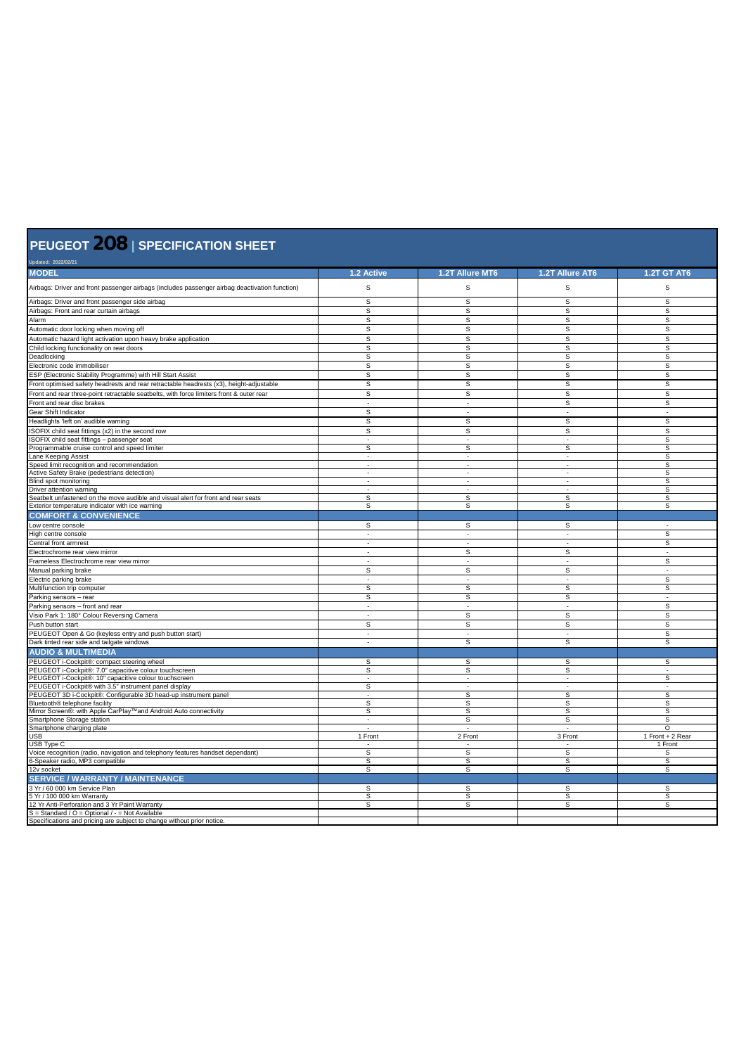# PEUGEOT 208 | SPECIFICATION SHEET

Updated: 2022/02/21

| MODEL | 1.2 Active | 1.2T Allure MT6 | 1.2T Allure AT6 | 1.2T GT AT6 |
|---|---|---|---|---|
| Airbags: Driver and front passenger airbags (includes passenger airbag deactivation function) | S | S | S | S |
| Airbags: Driver and front passenger side airbag | S | S | S | S |
| Airbags: Front and rear curtain airbags | S | S | S | S |
| Alarm | S | S | S | S |
| Automatic door locking when moving off | S | S | S | S |
| Automatic hazard light activation upon heavy brake application | S | S | S | S |
| Child locking functionality on rear doors | S | S | S | S |
| Deadlocking | S | S | S | S |
| Electronic code immobiliser | S | S | S | S |
| ESP (Electronic Stability Programme) with Hill Start Assist | S | S | S | S |
| Front optimised safety headrests and rear retractable headrests (x3), height-adjustable | S | S | S | S |
| Front and rear three-point retractable seatbelts, with force limiters front & outer rear | S | S | S | S |
| Front and rear disc brakes | - | - | S | S |
| Gear Shift Indicator | S | - | - | - |
| Headlights 'left on' audible warning | S | S | S | S |
| ISOFIX child seat fittings (x2) in the second row | S | S | S | S |
| ISOFIX child seat fittings – passenger seat | - | - | - | S |
| Programmable cruise control and speed limiter | S | S | S | S |
| Lane Keeping Assist | - | - | - | S |
| Speed limit recognition and recommendation | - | - | - | S |
| Active Safety Brake (pedestrians detection) | - | - | - | S |
| Blind spot monitoring | - | - | - | S |
| Driver attention warning | - | - | - | S |
| Seatbelt unfastened on the move audible and visual alert for front and rear seats | S | S | S | S |
| Exterior temperature indicator with ice warning | S | S | S | S |
| **COMFORT & CONVENIENCE** | | | | |
| Low centre console | S | S | S | - |
| High centre console | - | - | - | S |
| Central front armrest | - | - | - | S |
| Electrochrome rear view mirror | - | S | S | - |
| Frameless Electrochrome rear view mirror | - | - | - | S |
| Manual parking brake | S | S | S | - |
| Electric parking brake | - | - | - | S |
| Multifunction trip computer | S | S | S | S |
| Parking sensors – rear | S | S | S | - |
| Parking sensors – front and rear | - | - | - | S |
| Visio Park 1: 180° Colour Reversing Camera | - | S | S | S |
| Push button start | S | S | S | S |
| PEUGEOT Open & Go (keyless entry and push button start) | - | - | - | S |
| Dark tinted rear side and tailgate windows | - | S | S | S |
| **AUDIO & MULTIMEDIA** | | | | |
| PEUGEOT i-Cockpit®: compact steering wheel | S | S | S | S |
| PEUGEOT i-Cockpit®: 7.0" capacitive colour touchscreen | S | S | S | - |
| PEUGEOT i-Cockpit®: 10" capacitive colour touchscreen | - | - | - | S |
| PEUGEOT i-Cockpit® with 3.5" instrument panel display | S | - | - | - |
| PEUGEOT 3D i-Cockpit®: Configurable 3D head-up instrument panel | - | S | S | S |
| Bluetooth® telephone facility | S | S | S | S |
| Mirror Screen®: with Apple CarPlay™and Android Auto connectivity | S | S | S | S |
| Smartphone Storage station | - | S | S | S |
| Smartphone charging plate | - | - | - | O |
| USB | 1 Front | 2 Front | 3 Front | 1 Front + 2 Rear |
| USB Type C | - | - | - | 1 Front |
| Voice recognition (radio, navigation and telephony features handset dependant) | S | S | S | S |
| 6-Speaker radio, MP3 compatible | S | S | S | S |
| 12v socket | S | S | S | S |
| **SERVICE / WARRANTY / MAINTENANCE** | | | | |
| 3 Yr / 60 000 km Service Plan | S | S | S | S |
| 5 Yr / 100 000 km Warranty | S | S | S | S |
| 12 Yr Anti-Perforation and 3 Yr Paint Warranty | S | S | S | S |
| S = Standard / O = Optional / - = Not Available | | | | |
| Specifications and pricing are subject to change without prior notice. | | | | |